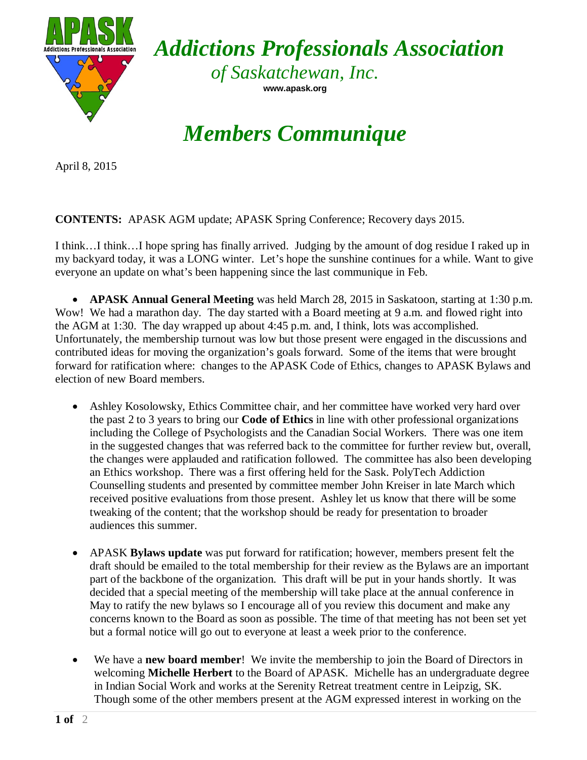# *Addictions Professionals Association*

*of Saskatchewan, Inc.*

www.apask.org

# *Members Communique*

April 8, 2015

**CONTENTS:** APASK AGM update; APASK Spring Conference; Recovery days 2015.

I think…I think…I hope spring has finally arrived. Judging by the amount of dog residue I raked up in my backyard today, it was a LONG winter. Let's hope the sunshine continues for a while. Want to give everyone an update on what's been happening since the last communique in Feb.

- **APASK Annual General Meeting** was held March 28, 2015 in Saskatoon, starting at 1:30 p.m. Wow! We had a marathon day. The day started with a Board meeting at 9 a.m. and flowed right into the AGM at 1:30. The day wrapped up about 4:45 p.m. and, I think, lots was accomplished. Unfortunately, the membership turnout was low but those present were engaged in the discussions and contributed ideas for moving the organization's goals forward. Some of the items that were brought forward for ratification where: changes to the APASK Code of Ethics, changes to APASK Bylaws and election of new Board members.

- Ashley Kosolowsky, Ethics Committee chair, and her committee have worked very hard over the past 2 to 3 years to bring our **Code of Ethics** in line with other professional organizations including the College of Psychologists and the Canadian Social Workers. There was one item in the suggested changes that was referred back to the committee for further review but, overall, the changes were applauded and ratification followed. The committee has also been developing an Ethics workshop. There was a first offering held for the Sask. PolyTech Addiction Counselling students and presented by committee member John Kreiser in late March which received positive evaluations from those present. Ashley let us know that there will be some tweaking of the content; that the workshop should be ready for presentation to broader audiences this summer.

- APASK **Bylaws update** was put forward for ratification; however, members present felt the draft should be emailed to the total membership for their review as the Bylaws are an important part of the backbone of the organization. This draft will be put in your hands shortly. It was decided that a special meeting of the membership will take place at the annual conference in May to ratify the new bylaws so I encourage all of you review this document and make any concerns known to the Board as soon as possible. The time of that meeting has not been set yet but a formal notice will go out to everyone at least a week prior to the conference.

- We have a **new board member**! We invite the membership to join the Board of Directors in welcoming **Michelle Herbert** to the Board of APASK. Michelle has an undergraduate degree in Indian Social Work and works at the Serenity Retreat treatment centre in Leipzig, SK. Though some of the other members present at the AGM expressed interest in working on the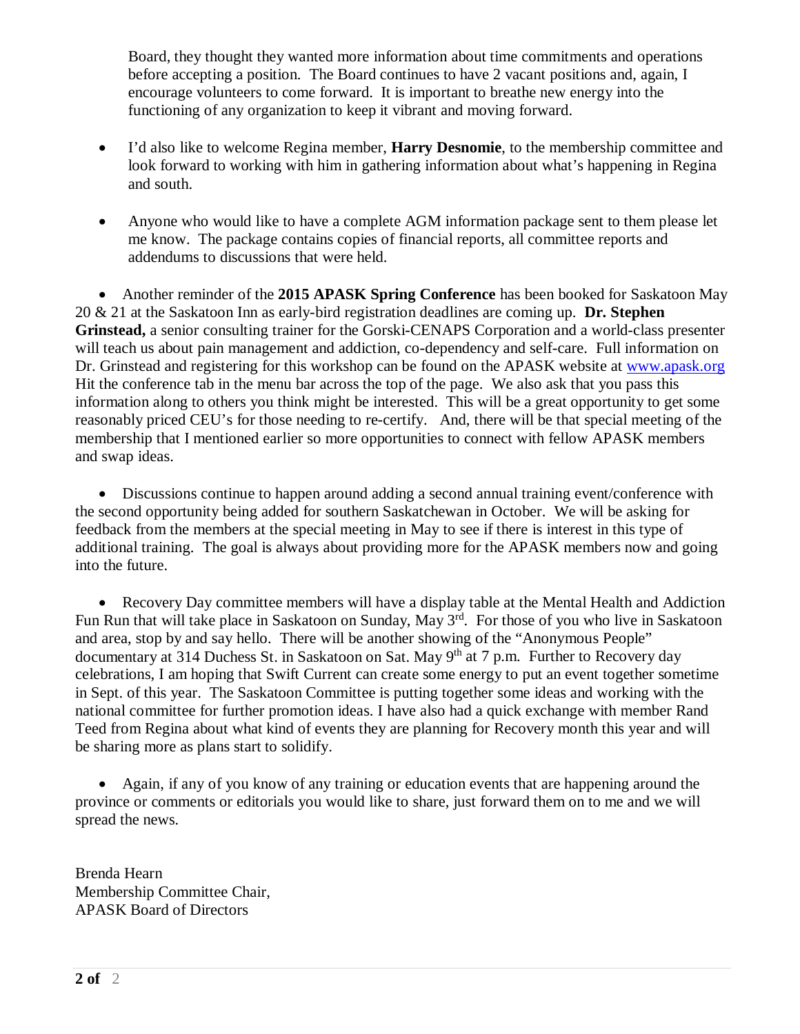Board, they thought they wanted more information about time commitments and operations before accepting a position. The Board continues to have 2 vacant positions and, again, I encourage volunteers to come forward. It is important to breathe new energy into the functioning of any organization to keep it vibrant and moving forward.

- I'd also like to welcome Regina member, **Harry Desnomie**, to the membership committee and look forward to working with him in gathering information about what's happening in Regina and south.

- Anyone who would like to have a complete AGM information package sent to them please let me know. The package contains copies of financial reports, all committee reports and addendums to discussions that were held.

- Another reminder of the **2015 APASK Spring Conference** has been booked for Saskatoon May 20 & 21 at the Saskatoon Inn as early-bird registration deadlines are coming up. **Dr. Stephen Grinstead,** a senior consulting trainer for the Gorski-CENAPS Corporation and a world-class presenter will teach us about pain management and addiction, co-dependency and self-care. Full information on Dr. Grinstead and registering for this workshop can be found on the APASK website at [www.apask.org](http://www.apask.org) Hit the conference tab in the menu bar across the top of the page. We also ask that you pass this information along to others you think might be interested. This will be a great opportunity to get some reasonably priced CEU's for those needing to re-certify. And, there will be that special meeting of the membership that I mentioned earlier so more opportunities to connect with fellow APASK members and swap ideas.

- Discussions continue to happen around adding a second annual training event/conference with the second opportunity being added for southern Saskatchewan in October. We will be asking for feedback from the members at the special meeting in May to see if there is interest in this type of additional training. The goal is always about providing more for the APASK members now and going into the future.

- Recovery Day committee members will have a display table at the Mental Health and Addiction Fun Run that will take place in Saskatoon on Sunday, May 3rd. For those of you who live in Saskatoon and area, stop by and say hello. There will be another showing of the "Anonymous People" documentary at 314 Duchess St. in Saskatoon on Sat. May 9th at 7 p.m. Further to Recovery day celebrations, I am hoping that Swift Current can create some energy to put an event together sometime in Sept. of this year. The Saskatoon Committee is putting together some ideas and working with the national committee for further promotion ideas. I have also had a quick exchange with member Rand Teed from Regina about what kind of events they are planning for Recovery month this year and will be sharing more as plans start to solidify.

- Again, if any of you know of any training or education events that are happening around the province or comments or editorials you would like to share, just forward them on to me and we will spread the news.

Brenda Hearn
Membership Committee Chair,
APASK Board of Directors